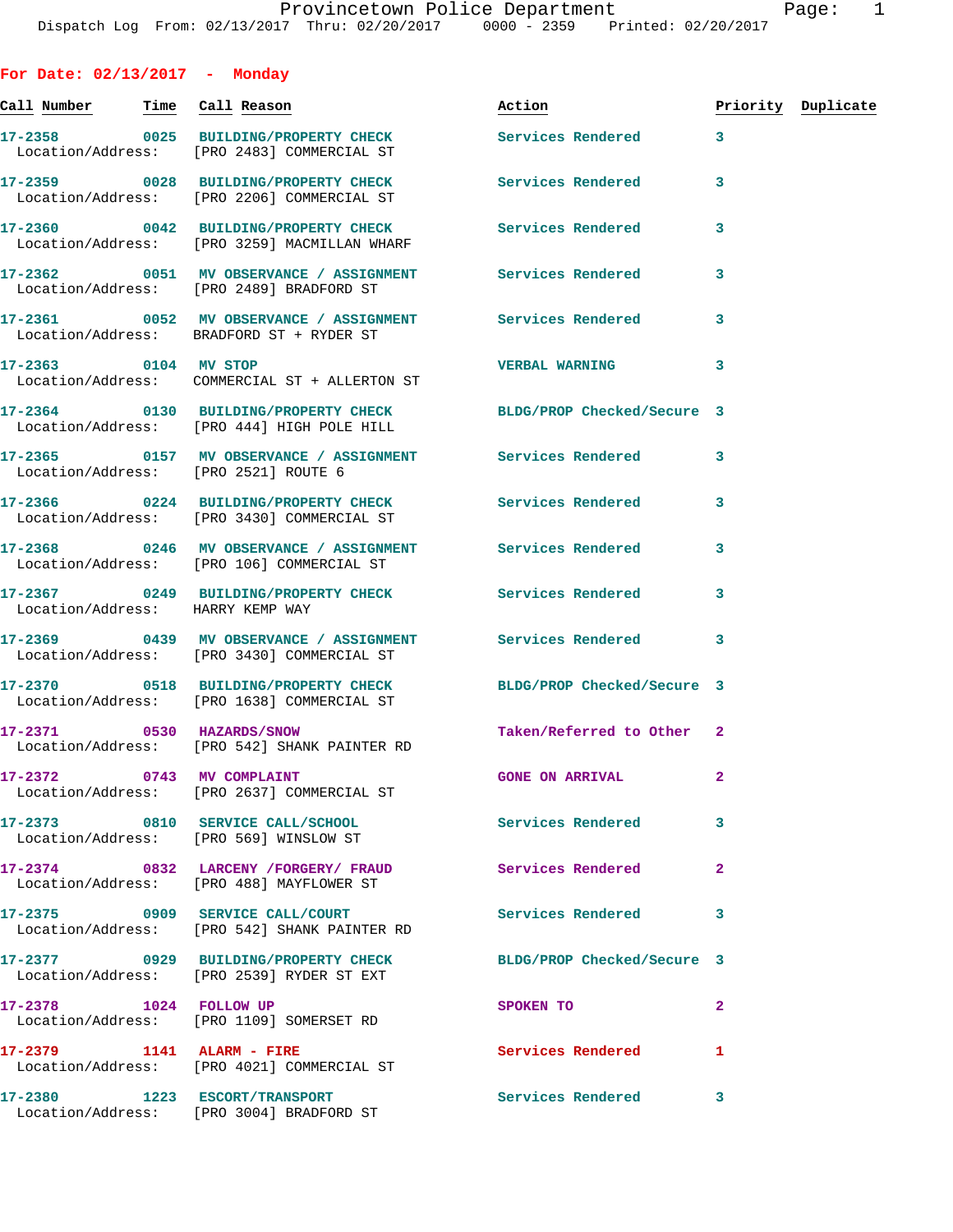Provincetown Police Department
Dispatch Log From: 02/13/2017 Thru: 02/20/2017 0000 - 2359 Printed: 02/20/2017

## For Date: 02/13/2017 - Monday

| Call Number | Time | Call Reason | Action | Priority | Duplicate |
|---|---|---|---|---|---|
| 17-2358 | 0025 | BUILDING/PROPERTY CHECK | Services Rendered | 3 | |
| Location/Address: | | [PRO 2483] COMMERCIAL ST | | | |
| 17-2359 | 0028 | BUILDING/PROPERTY CHECK | Services Rendered | 3 | |
| Location/Address: | | [PRO 2206] COMMERCIAL ST | | | |
| 17-2360 | 0042 | BUILDING/PROPERTY CHECK | Services Rendered | 3 | |
| Location/Address: | | [PRO 3259] MACMILLAN WHARF | | | |
| 17-2362 | 0051 | MV OBSERVANCE / ASSIGNMENT | Services Rendered | 3 | |
| Location/Address: | | [PRO 2489] BRADFORD ST | | | |
| 17-2361 | 0052 | MV OBSERVANCE / ASSIGNMENT | Services Rendered | 3 | |
| Location/Address: | | BRADFORD ST + RYDER ST | | | |
| 17-2363 | 0104 | MV STOP | VERBAL WARNING | 3 | |
| Location/Address: | | COMMERCIAL ST + ALLERTON ST | | | |
| 17-2364 | 0130 | BUILDING/PROPERTY CHECK | BLDG/PROP Checked/Secure | 3 | |
| Location/Address: | | [PRO 444] HIGH POLE HILL | | | |
| 17-2365 | 0157 | MV OBSERVANCE / ASSIGNMENT | Services Rendered | 3 | |
| Location/Address: | | [PRO 2521] ROUTE 6 | | | |
| 17-2366 | 0224 | BUILDING/PROPERTY CHECK | Services Rendered | 3 | |
| Location/Address: | | [PRO 3430] COMMERCIAL ST | | | |
| 17-2368 | 0246 | MV OBSERVANCE / ASSIGNMENT | Services Rendered | 3 | |
| Location/Address: | | [PRO 106] COMMERCIAL ST | | | |
| 17-2367 | 0249 | BUILDING/PROPERTY CHECK | Services Rendered | 3 | |
| Location/Address: | | HARRY KEMP WAY | | | |
| 17-2369 | 0439 | MV OBSERVANCE / ASSIGNMENT | Services Rendered | 3 | |
| Location/Address: | | [PRO 3430] COMMERCIAL ST | | | |
| 17-2370 | 0518 | BUILDING/PROPERTY CHECK | BLDG/PROP Checked/Secure | 3 | |
| Location/Address: | | [PRO 1638] COMMERCIAL ST | | | |
| 17-2371 | 0530 | HAZARDS/SNOW | Taken/Referred to Other | 2 | |
| Location/Address: | | [PRO 542] SHANK PAINTER RD | | | |
| 17-2372 | 0743 | MV COMPLAINT | GONE ON ARRIVAL | 2 | |
| Location/Address: | | [PRO 2637] COMMERCIAL ST | | | |
| 17-2373 | 0810 | SERVICE CALL/SCHOOL | Services Rendered | 3 | |
| Location/Address: | | [PRO 569] WINSLOW ST | | | |
| 17-2374 | 0832 | LARCENY /FORGERY/ FRAUD | Services Rendered | 2 | |
| Location/Address: | | [PRO 488] MAYFLOWER ST | | | |
| 17-2375 | 0909 | SERVICE CALL/COURT | Services Rendered | 3 | |
| Location/Address: | | [PRO 542] SHANK PAINTER RD | | | |
| 17-2377 | 0929 | BUILDING/PROPERTY CHECK | BLDG/PROP Checked/Secure | 3 | |
| Location/Address: | | [PRO 2539] RYDER ST EXT | | | |
| 17-2378 | 1024 | FOLLOW UP | SPOKEN TO | 2 | |
| Location/Address: | | [PRO 1109] SOMERSET RD | | | |
| 17-2379 | 1141 | ALARM - FIRE | Services Rendered | 1 | |
| Location/Address: | | [PRO 4021] COMMERCIAL ST | | | |
| 17-2380 | 1223 | ESCORT/TRANSPORT | Services Rendered | 3 | |
| Location/Address: | | [PRO 3004] BRADFORD ST | | | |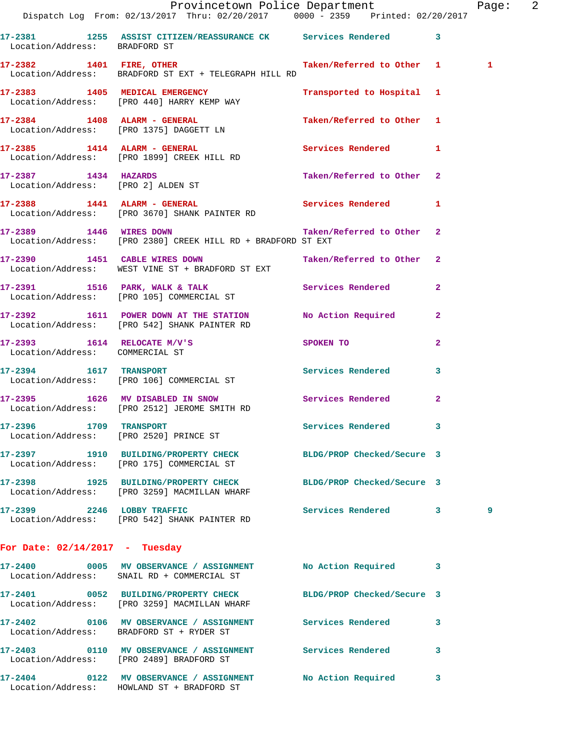| Call Number | Time | Call Reason | Action | Priority | |
|---|---|---|---|---|---|
| 17-2381 | 1255 | ASSIST CITIZEN/REASSURANCE CK | Services Rendered | 3 | |
| Location/Address: | | BRADFORD ST | | | |
| 17-2382 | 1401 | FIRE, OTHER | Taken/Referred to Other | 1 | 1 |
| Location/Address: | | BRADFORD ST EXT + TELEGRAPH HILL RD | | | |
| 17-2383 | 1405 | MEDICAL EMERGENCY | Transported to Hospital | 1 | |
| Location/Address: | | [PRO 440] HARRY KEMP WAY | | | |
| 17-2384 | 1408 | ALARM - GENERAL | Taken/Referred to Other | 1 | |
| Location/Address: | | [PRO 1375] DAGGETT LN | | | |
| 17-2385 | 1414 | ALARM - GENERAL | Services Rendered | 1 | |
| Location/Address: | | [PRO 1899] CREEK HILL RD | | | |
| 17-2387 | 1434 | HAZARDS | Taken/Referred to Other | 2 | |
| Location/Address: | | [PRO 2] ALDEN ST | | | |
| 17-2388 | 1441 | ALARM - GENERAL | Services Rendered | 1 | |
| Location/Address: | | [PRO 3670] SHANK PAINTER RD | | | |
| 17-2389 | 1446 | WIRES DOWN | Taken/Referred to Other | 2 | |
| Location/Address: | | [PRO 2380] CREEK HILL RD + BRADFORD ST EXT | | | |
| 17-2390 | 1451 | CABLE WIRES DOWN | Taken/Referred to Other | 2 | |
| Location/Address: | | WEST VINE ST + BRADFORD ST EXT | | | |
| 17-2391 | 1516 | PARK, WALK & TALK | Services Rendered | 2 | |
| Location/Address: | | [PRO 105] COMMERCIAL ST | | | |
| 17-2392 | 1611 | POWER DOWN AT THE STATION | No Action Required | 2 | |
| Location/Address: | | [PRO 542] SHANK PAINTER RD | | | |
| 17-2393 | 1614 | RELOCATE M/V'S | SPOKEN TO | 2 | |
| Location/Address: | | COMMERCIAL ST | | | |
| 17-2394 | 1617 | TRANSPORT | Services Rendered | 3 | |
| Location/Address: | | [PRO 106] COMMERCIAL ST | | | |
| 17-2395 | 1626 | MV DISABLED IN SNOW | Services Rendered | 2 | |
| Location/Address: | | [PRO 2512] JEROME SMITH RD | | | |
| 17-2396 | 1709 | TRANSPORT | Services Rendered | 3 | |
| Location/Address: | | [PRO 2520] PRINCE ST | | | |
| 17-2397 | 1910 | BUILDING/PROPERTY CHECK | BLDG/PROP Checked/Secure | 3 | |
| Location/Address: | | [PRO 175] COMMERCIAL ST | | | |
| 17-2398 | 1925 | BUILDING/PROPERTY CHECK | BLDG/PROP Checked/Secure | 3 | |
| Location/Address: | | [PRO 3259] MACMILLAN WHARF | | | |
| 17-2399 | 2246 | LOBBY TRAFFIC | Services Rendered | 3 | 9 |
| Location/Address: | | [PRO 542] SHANK PAINTER RD | | | |

## For Date: 02/14/2017 - Tuesday

| Call Number | Time | Call Reason | Action | Priority |
|---|---|---|---|---|
| 17-2400 | 0005 | MV OBSERVANCE / ASSIGNMENT | No Action Required | 3 |
| Location/Address: | | SNAIL RD + COMMERCIAL ST | | |
| 17-2401 | 0052 | BUILDING/PROPERTY CHECK | BLDG/PROP Checked/Secure | 3 |
| Location/Address: | | [PRO 3259] MACMILLAN WHARF | | |
| 17-2402 | 0106 | MV OBSERVANCE / ASSIGNMENT | Services Rendered | 3 |
| Location/Address: | | BRADFORD ST + RYDER ST | | |
| 17-2403 | 0110 | MV OBSERVANCE / ASSIGNMENT | Services Rendered | 3 |
| Location/Address: | | [PRO 2489] BRADFORD ST | | |
| 17-2404 | 0122 | MV OBSERVANCE / ASSIGNMENT | No Action Required | 3 |
| Location/Address: | | HOWLAND ST + BRADFORD ST | | |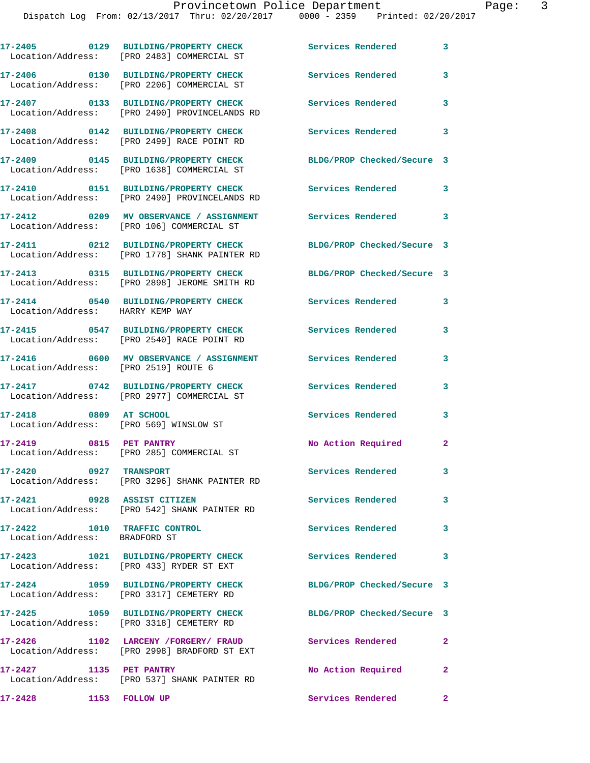17-2405 0129 BUILDING/PROPERTY CHECK Services Rendered 3
Location/Address: [PRO 2483] COMMERCIAL ST

17-2406 0130 BUILDING/PROPERTY CHECK Services Rendered 3
Location/Address: [PRO 2206] COMMERCIAL ST

17-2407 0133 BUILDING/PROPERTY CHECK Services Rendered 3
Location/Address: [PRO 2490] PROVINCELANDS RD

17-2408 0142 BUILDING/PROPERTY CHECK Services Rendered 3
Location/Address: [PRO 2499] RACE POINT RD

17-2409 0145 BUILDING/PROPERTY CHECK BLDG/PROP Checked/Secure 3
Location/Address: [PRO 1638] COMMERCIAL ST

17-2410 0151 BUILDING/PROPERTY CHECK Services Rendered 3
Location/Address: [PRO 2490] PROVINCELANDS RD

17-2412 0209 MV OBSERVANCE / ASSIGNMENT Services Rendered 3
Location/Address: [PRO 106] COMMERCIAL ST

17-2411 0212 BUILDING/PROPERTY CHECK BLDG/PROP Checked/Secure 3
Location/Address: [PRO 1778] SHANK PAINTER RD

17-2413 0315 BUILDING/PROPERTY CHECK BLDG/PROP Checked/Secure 3
Location/Address: [PRO 2898] JEROME SMITH RD

17-2414 0540 BUILDING/PROPERTY CHECK Services Rendered 3
Location/Address: HARRY KEMP WAY

17-2415 0547 BUILDING/PROPERTY CHECK Services Rendered 3
Location/Address: [PRO 2540] RACE POINT RD

17-2416 0600 MV OBSERVANCE / ASSIGNMENT Services Rendered 3
Location/Address: [PRO 2519] ROUTE 6

17-2417 0742 BUILDING/PROPERTY CHECK Services Rendered 3
Location/Address: [PRO 2977] COMMERCIAL ST

17-2418 0809 AT SCHOOL Services Rendered 3
Location/Address: [PRO 569] WINSLOW ST

17-2419 0815 PET PANTRY No Action Required 2
Location/Address: [PRO 285] COMMERCIAL ST

17-2420 0927 TRANSPORT Services Rendered 3
Location/Address: [PRO 3296] SHANK PAINTER RD

17-2421 0928 ASSIST CITIZEN Services Rendered 3
Location/Address: [PRO 542] SHANK PAINTER RD

17-2422 1010 TRAFFIC CONTROL Services Rendered 3
Location/Address: BRADFORD ST

17-2423 1021 BUILDING/PROPERTY CHECK Services Rendered 3
Location/Address: [PRO 433] RYDER ST EXT

17-2424 1059 BUILDING/PROPERTY CHECK BLDG/PROP Checked/Secure 3
Location/Address: [PRO 3317] CEMETERY RD

17-2425 1059 BUILDING/PROPERTY CHECK BLDG/PROP Checked/Secure 3
Location/Address: [PRO 3318] CEMETERY RD

17-2426 1102 LARCENY /FORGERY/ FRAUD Services Rendered 2
Location/Address: [PRO 2998] BRADFORD ST EXT

17-2427 1135 PET PANTRY No Action Required 2
Location/Address: [PRO 537] SHANK PAINTER RD

17-2428 1153 FOLLOW UP Services Rendered 2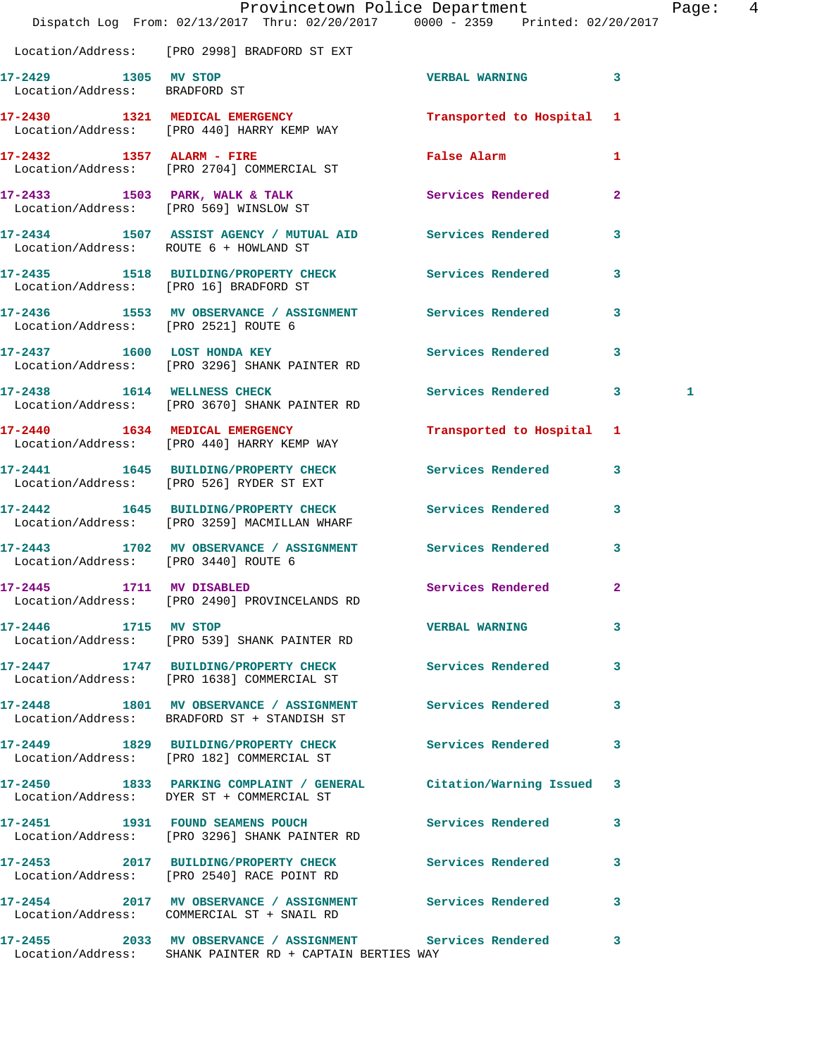Location/Address: [PRO 2998] BRADFORD ST EXT

| Call # | Time | Call Reason | Action | Priority | |
|---|---|---|---|---|---|
| 17-2429 | 1305 | MV STOP | VERBAL WARNING | 3 | |
| | | Location/Address: BRADFORD ST | | | |
| 17-2430 | 1321 | MEDICAL EMERGENCY | Transported to Hospital | 1 | |
| | | Location/Address: [PRO 440] HARRY KEMP WAY | | | |
| 17-2432 | 1357 | ALARM - FIRE | False Alarm | 1 | |
| | | Location/Address: [PRO 2704] COMMERCIAL ST | | | |
| 17-2433 | 1503 | PARK, WALK & TALK | Services Rendered | 2 | |
| | | Location/Address: [PRO 569] WINSLOW ST | | | |
| 17-2434 | 1507 | ASSIST AGENCY / MUTUAL AID | Services Rendered | 3 | |
| | | Location/Address: ROUTE 6 + HOWLAND ST | | | |
| 17-2435 | 1518 | BUILDING/PROPERTY CHECK | Services Rendered | 3 | |
| | | Location/Address: [PRO 16] BRADFORD ST | | | |
| 17-2436 | 1553 | MV OBSERVANCE / ASSIGNMENT | Services Rendered | 3 | |
| | | Location/Address: [PRO 2521] ROUTE 6 | | | |
| 17-2437 | 1600 | LOST HONDA KEY | Services Rendered | 3 | |
| | | Location/Address: [PRO 3296] SHANK PAINTER RD | | | |
| 17-2438 | 1614 | WELLNESS CHECK | Services Rendered | 3 | 1 |
| | | Location/Address: [PRO 3670] SHANK PAINTER RD | | | |
| 17-2440 | 1634 | MEDICAL EMERGENCY | Transported to Hospital | 1 | |
| | | Location/Address: [PRO 440] HARRY KEMP WAY | | | |
| 17-2441 | 1645 | BUILDING/PROPERTY CHECK | Services Rendered | 3 | |
| | | Location/Address: [PRO 526] RYDER ST EXT | | | |
| 17-2442 | 1645 | BUILDING/PROPERTY CHECK | Services Rendered | 3 | |
| | | Location/Address: [PRO 3259] MACMILLAN WHARF | | | |
| 17-2443 | 1702 | MV OBSERVANCE / ASSIGNMENT | Services Rendered | 3 | |
| | | Location/Address: [PRO 3440] ROUTE 6 | | | |
| 17-2445 | 1711 | MV DISABLED | Services Rendered | 2 | |
| | | Location/Address: [PRO 2490] PROVINCELANDS RD | | | |
| 17-2446 | 1715 | MV STOP | VERBAL WARNING | 3 | |
| | | Location/Address: [PRO 539] SHANK PAINTER RD | | | |
| 17-2447 | 1747 | BUILDING/PROPERTY CHECK | Services Rendered | 3 | |
| | | Location/Address: [PRO 1638] COMMERCIAL ST | | | |
| 17-2448 | 1801 | MV OBSERVANCE / ASSIGNMENT | Services Rendered | 3 | |
| | | Location/Address: BRADFORD ST + STANDISH ST | | | |
| 17-2449 | 1829 | BUILDING/PROPERTY CHECK | Services Rendered | 3 | |
| | | Location/Address: [PRO 182] COMMERCIAL ST | | | |
| 17-2450 | 1833 | PARKING COMPLAINT / GENERAL | Citation/Warning Issued | 3 | |
| | | Location/Address: DYER ST + COMMERCIAL ST | | | |
| 17-2451 | 1931 | FOUND SEAMENS POUCH | Services Rendered | 3 | |
| | | Location/Address: [PRO 3296] SHANK PAINTER RD | | | |
| 17-2453 | 2017 | BUILDING/PROPERTY CHECK | Services Rendered | 3 | |
| | | Location/Address: [PRO 2540] RACE POINT RD | | | |
| 17-2454 | 2017 | MV OBSERVANCE / ASSIGNMENT | Services Rendered | 3 | |
| | | Location/Address: COMMERCIAL ST + SNAIL RD | | | |
| 17-2455 | 2033 | MV OBSERVANCE / ASSIGNMENT | Services Rendered | 3 | |
| | | Location/Address: SHANK PAINTER RD + CAPTAIN BERTIES WAY | | | |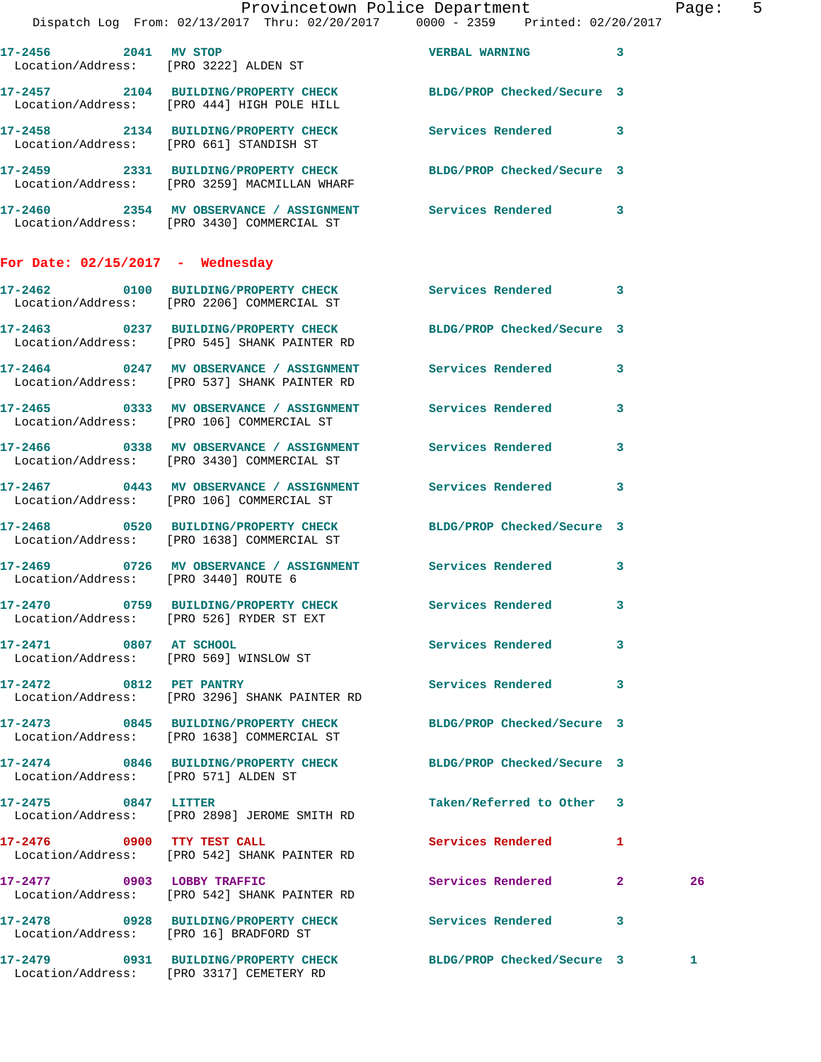17-2456 2041 MV STOP VERBAL WARNING 3
Location/Address: [PRO 3222] ALDEN ST

17-2457 2104 BUILDING/PROPERTY CHECK BLDG/PROP Checked/Secure 3
Location/Address: [PRO 444] HIGH POLE HILL

17-2458 2134 BUILDING/PROPERTY CHECK Services Rendered 3
Location/Address: [PRO 661] STANDISH ST

17-2459 2331 BUILDING/PROPERTY CHECK BLDG/PROP Checked/Secure 3
Location/Address: [PRO 3259] MACMILLAN WHARF

17-2460 2354 MV OBSERVANCE / ASSIGNMENT Services Rendered 3
Location/Address: [PRO 3430] COMMERCIAL ST

## For Date: 02/15/2017 - Wednesday

17-2462 0100 BUILDING/PROPERTY CHECK Services Rendered 3
Location/Address: [PRO 2206] COMMERCIAL ST

17-2463 0237 BUILDING/PROPERTY CHECK BLDG/PROP Checked/Secure 3
Location/Address: [PRO 545] SHANK PAINTER RD

17-2464 0247 MV OBSERVANCE / ASSIGNMENT Services Rendered 3
Location/Address: [PRO 537] SHANK PAINTER RD

17-2465 0333 MV OBSERVANCE / ASSIGNMENT Services Rendered 3
Location/Address: [PRO 106] COMMERCIAL ST

17-2466 0338 MV OBSERVANCE / ASSIGNMENT Services Rendered 3
Location/Address: [PRO 3430] COMMERCIAL ST

17-2467 0443 MV OBSERVANCE / ASSIGNMENT Services Rendered 3
Location/Address: [PRO 106] COMMERCIAL ST

17-2468 0520 BUILDING/PROPERTY CHECK BLDG/PROP Checked/Secure 3
Location/Address: [PRO 1638] COMMERCIAL ST

17-2469 0726 MV OBSERVANCE / ASSIGNMENT Services Rendered 3
Location/Address: [PRO 3440] ROUTE 6

17-2470 0759 BUILDING/PROPERTY CHECK Services Rendered 3
Location/Address: [PRO 526] RYDER ST EXT

17-2471 0807 AT SCHOOL Services Rendered 3
Location/Address: [PRO 569] WINSLOW ST

17-2472 0812 PET PANTRY Services Rendered 3
Location/Address: [PRO 3296] SHANK PAINTER RD

17-2473 0845 BUILDING/PROPERTY CHECK BLDG/PROP Checked/Secure 3
Location/Address: [PRO 1638] COMMERCIAL ST

17-2474 0846 BUILDING/PROPERTY CHECK BLDG/PROP Checked/Secure 3
Location/Address: [PRO 571] ALDEN ST

17-2475 0847 LITTER Taken/Referred to Other 3
Location/Address: [PRO 2898] JEROME SMITH RD

17-2476 0900 TTY TEST CALL Services Rendered 1
Location/Address: [PRO 542] SHANK PAINTER RD

17-2477 0903 LOBBY TRAFFIC Services Rendered 2 26
Location/Address: [PRO 542] SHANK PAINTER RD

17-2478 0928 BUILDING/PROPERTY CHECK Services Rendered 3
Location/Address: [PRO 16] BRADFORD ST

17-2479 0931 BUILDING/PROPERTY CHECK BLDG/PROP Checked/Secure 3 1
Location/Address: [PRO 3317] CEMETERY RD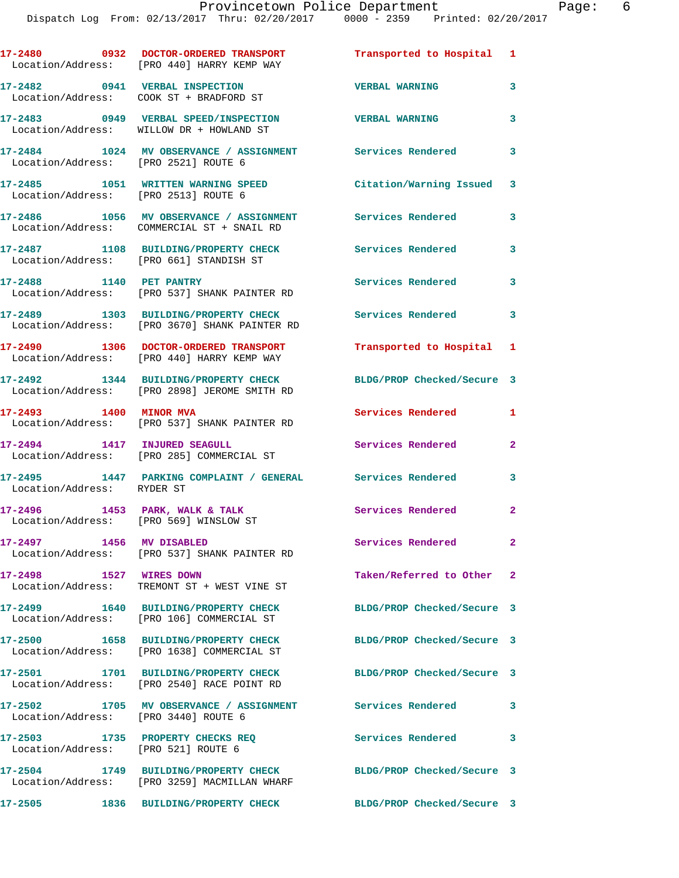| Call Number | Time | Call Reason | Action | Priority |
|---|---|---|---|---|
| 17-2480 | 0932 | DOCTOR-ORDERED TRANSPORT | Transported to Hospital | 1 |
| Location/Address: | | [PRO 440] HARRY KEMP WAY | | |
| 17-2482 | 0941 | VERBAL INSPECTION | VERBAL WARNING | 3 |
| Location/Address: | | COOK ST + BRADFORD ST | | |
| 17-2483 | 0949 | VERBAL SPEED/INSPECTION | VERBAL WARNING | 3 |
| Location/Address: | | WILLOW DR + HOWLAND ST | | |
| 17-2484 | 1024 | MV OBSERVANCE / ASSIGNMENT | Services Rendered | 3 |
| Location/Address: | | [PRO 2521] ROUTE 6 | | |
| 17-2485 | 1051 | WRITTEN WARNING SPEED | Citation/Warning Issued | 3 |
| Location/Address: | | [PRO 2513] ROUTE 6 | | |
| 17-2486 | 1056 | MV OBSERVANCE / ASSIGNMENT | Services Rendered | 3 |
| Location/Address: | | COMMERCIAL ST + SNAIL RD | | |
| 17-2487 | 1108 | BUILDING/PROPERTY CHECK | Services Rendered | 3 |
| Location/Address: | | [PRO 661] STANDISH ST | | |
| 17-2488 | 1140 | PET PANTRY | Services Rendered | 3 |
| Location/Address: | | [PRO 537] SHANK PAINTER RD | | |
| 17-2489 | 1303 | BUILDING/PROPERTY CHECK | Services Rendered | 3 |
| Location/Address: | | [PRO 3670] SHANK PAINTER RD | | |
| 17-2490 | 1306 | DOCTOR-ORDERED TRANSPORT | Transported to Hospital | 1 |
| Location/Address: | | [PRO 440] HARRY KEMP WAY | | |
| 17-2492 | 1344 | BUILDING/PROPERTY CHECK | BLDG/PROP Checked/Secure | 3 |
| Location/Address: | | [PRO 2898] JEROME SMITH RD | | |
| 17-2493 | 1400 | MINOR MVA | Services Rendered | 1 |
| Location/Address: | | [PRO 537] SHANK PAINTER RD | | |
| 17-2494 | 1417 | INJURED SEAGULL | Services Rendered | 2 |
| Location/Address: | | [PRO 285] COMMERCIAL ST | | |
| 17-2495 | 1447 | PARKING COMPLAINT / GENERAL | Services Rendered | 3 |
| Location/Address: | | RYDER ST | | |
| 17-2496 | 1453 | PARK, WALK & TALK | Services Rendered | 2 |
| Location/Address: | | [PRO 569] WINSLOW ST | | |
| 17-2497 | 1456 | MV DISABLED | Services Rendered | 2 |
| Location/Address: | | [PRO 537] SHANK PAINTER RD | | |
| 17-2498 | 1527 | WIRES DOWN | Taken/Referred to Other | 2 |
| Location/Address: | | TREMONT ST + WEST VINE ST | | |
| 17-2499 | 1640 | BUILDING/PROPERTY CHECK | BLDG/PROP Checked/Secure | 3 |
| Location/Address: | | [PRO 106] COMMERCIAL ST | | |
| 17-2500 | 1658 | BUILDING/PROPERTY CHECK | BLDG/PROP Checked/Secure | 3 |
| Location/Address: | | [PRO 1638] COMMERCIAL ST | | |
| 17-2501 | 1701 | BUILDING/PROPERTY CHECK | BLDG/PROP Checked/Secure | 3 |
| Location/Address: | | [PRO 2540] RACE POINT RD | | |
| 17-2502 | 1705 | MV OBSERVANCE / ASSIGNMENT | Services Rendered | 3 |
| Location/Address: | | [PRO 3440] ROUTE 6 | | |
| 17-2503 | 1735 | PROPERTY CHECKS REQ | Services Rendered | 3 |
| Location/Address: | | [PRO 521] ROUTE 6 | | |
| 17-2504 | 1749 | BUILDING/PROPERTY CHECK | BLDG/PROP Checked/Secure | 3 |
| Location/Address: | | [PRO 3259] MACMILLAN WHARF | | |
| 17-2505 | 1836 | BUILDING/PROPERTY CHECK | BLDG/PROP Checked/Secure | 3 |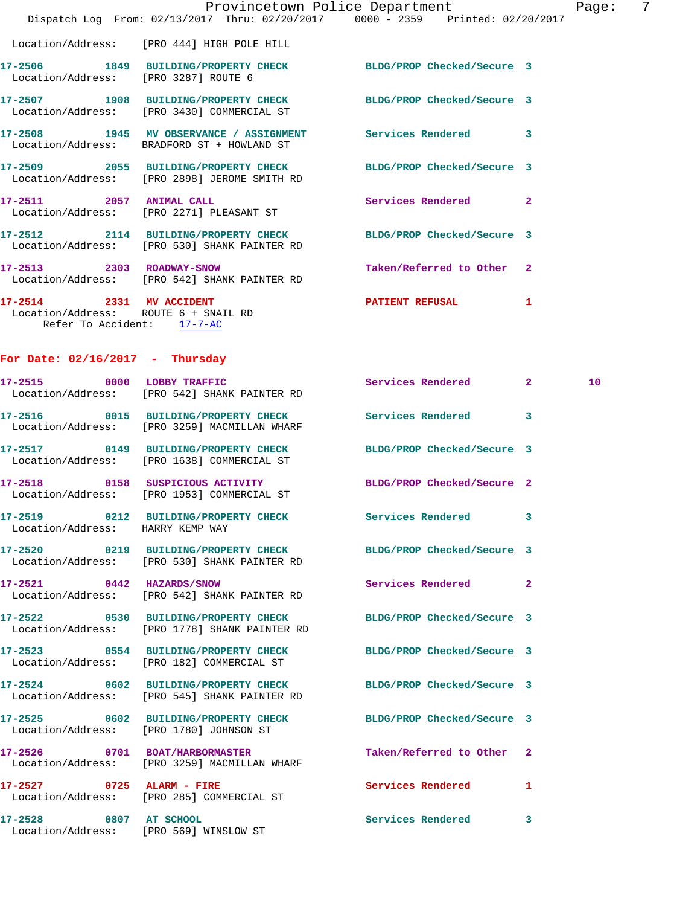Location/Address: [PRO 444] HIGH POLE HILL

**17-2506** 1849 **BUILDING/PROPERTY CHECK** BLDG/PROP Checked/Secure 3
Location/Address: [PRO 3287] ROUTE 6

**17-2507** 1908 **BUILDING/PROPERTY CHECK** BLDG/PROP Checked/Secure 3
Location/Address: [PRO 3430] COMMERCIAL ST

**17-2508** 1945 **MV OBSERVANCE / ASSIGNMENT** Services Rendered 3
Location/Address: BRADFORD ST + HOWLAND ST

**17-2509** 2055 **BUILDING/PROPERTY CHECK** BLDG/PROP Checked/Secure 3
Location/Address: [PRO 2898] JEROME SMITH RD

**17-2511** 2057 **ANIMAL CALL** Services Rendered 2
Location/Address: [PRO 2271] PLEASANT ST

**17-2512** 2114 **BUILDING/PROPERTY CHECK** BLDG/PROP Checked/Secure 3
Location/Address: [PRO 530] SHANK PAINTER RD

**17-2513** 2303 **ROADWAY-SNOW** Taken/Referred to Other 2
Location/Address: [PRO 542] SHANK PAINTER RD

**17-2514** 2331 **MV ACCIDENT** PATIENT REFUSAL 1
Location/Address: ROUTE 6 + SNAIL RD
Refer To Accident: 17-7-AC

## For Date: 02/16/2017 - Thursday

**17-2515** 0000 **LOBBY TRAFFIC** Services Rendered 2 10
Location/Address: [PRO 542] SHANK PAINTER RD

**17-2516** 0015 **BUILDING/PROPERTY CHECK** Services Rendered 3
Location/Address: [PRO 3259] MACMILLAN WHARF

**17-2517** 0149 **BUILDING/PROPERTY CHECK** BLDG/PROP Checked/Secure 3
Location/Address: [PRO 1638] COMMERCIAL ST

**17-2518** 0158 **SUSPICIOUS ACTIVITY** BLDG/PROP Checked/Secure 2
Location/Address: [PRO 1953] COMMERCIAL ST

**17-2519** 0212 **BUILDING/PROPERTY CHECK** Services Rendered 3
Location/Address: HARRY KEMP WAY

**17-2520** 0219 **BUILDING/PROPERTY CHECK** BLDG/PROP Checked/Secure 3
Location/Address: [PRO 530] SHANK PAINTER RD

**17-2521** 0442 **HAZARDS/SNOW** Services Rendered 2
Location/Address: [PRO 542] SHANK PAINTER RD

**17-2522** 0530 **BUILDING/PROPERTY CHECK** BLDG/PROP Checked/Secure 3
Location/Address: [PRO 1778] SHANK PAINTER RD

**17-2523** 0554 **BUILDING/PROPERTY CHECK** BLDG/PROP Checked/Secure 3
Location/Address: [PRO 182] COMMERCIAL ST

**17-2524** 0602 **BUILDING/PROPERTY CHECK** BLDG/PROP Checked/Secure 3
Location/Address: [PRO 545] SHANK PAINTER RD

**17-2525** 0602 **BUILDING/PROPERTY CHECK** BLDG/PROP Checked/Secure 3
Location/Address: [PRO 1780] JOHNSON ST

**17-2526** 0701 **BOAT/HARBORMASTER** Taken/Referred to Other 2
Location/Address: [PRO 3259] MACMILLAN WHARF

**17-2527** 0725 **ALARM - FIRE** Services Rendered 1
Location/Address: [PRO 285] COMMERCIAL ST

**17-2528** 0807 **AT SCHOOL** Services Rendered 3
Location/Address: [PRO 569] WINSLOW ST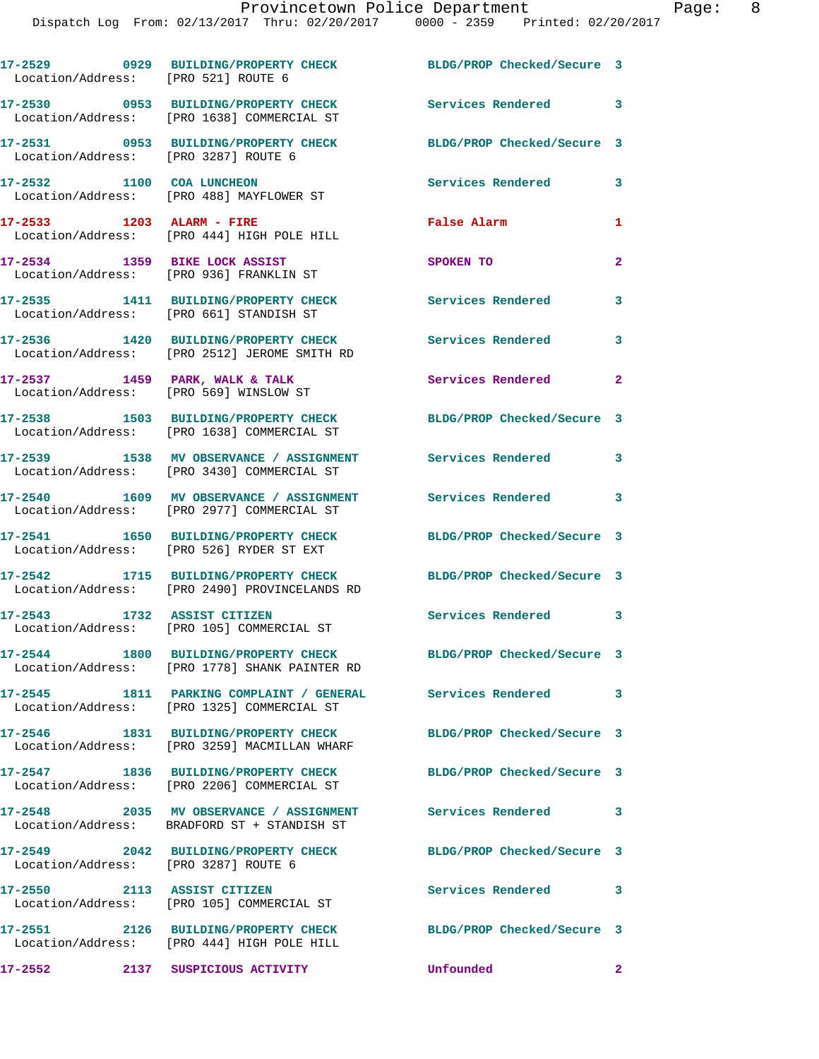17-2529 0929 BUILDING/PROPERTY CHECK BLDG/PROP Checked/Secure 3
Location/Address: [PRO 521] ROUTE 6

17-2530 0953 BUILDING/PROPERTY CHECK Services Rendered 3
Location/Address: [PRO 1638] COMMERCIAL ST

17-2531 0953 BUILDING/PROPERTY CHECK BLDG/PROP Checked/Secure 3
Location/Address: [PRO 3287] ROUTE 6

17-2532 1100 COA LUNCHEON Services Rendered 3
Location/Address: [PRO 488] MAYFLOWER ST

17-2533 1203 ALARM - FIRE False Alarm 1
Location/Address: [PRO 444] HIGH POLE HILL

17-2534 1359 BIKE LOCK ASSIST SPOKEN TO 2
Location/Address: [PRO 936] FRANKLIN ST

17-2535 1411 BUILDING/PROPERTY CHECK Services Rendered 3
Location/Address: [PRO 661] STANDISH ST

17-2536 1420 BUILDING/PROPERTY CHECK Services Rendered 3
Location/Address: [PRO 2512] JEROME SMITH RD

17-2537 1459 PARK, WALK & TALK Services Rendered 2
Location/Address: [PRO 569] WINSLOW ST

17-2538 1503 BUILDING/PROPERTY CHECK BLDG/PROP Checked/Secure 3
Location/Address: [PRO 1638] COMMERCIAL ST

17-2539 1538 MV OBSERVANCE / ASSIGNMENT Services Rendered 3
Location/Address: [PRO 3430] COMMERCIAL ST

17-2540 1609 MV OBSERVANCE / ASSIGNMENT Services Rendered 3
Location/Address: [PRO 2977] COMMERCIAL ST

17-2541 1650 BUILDING/PROPERTY CHECK BLDG/PROP Checked/Secure 3
Location/Address: [PRO 526] RYDER ST EXT

17-2542 1715 BUILDING/PROPERTY CHECK BLDG/PROP Checked/Secure 3
Location/Address: [PRO 2490] PROVINCELANDS RD

17-2543 1732 ASSIST CITIZEN Services Rendered 3
Location/Address: [PRO 105] COMMERCIAL ST

17-2544 1800 BUILDING/PROPERTY CHECK BLDG/PROP Checked/Secure 3
Location/Address: [PRO 1778] SHANK PAINTER RD

17-2545 1811 PARKING COMPLAINT / GENERAL Services Rendered 3
Location/Address: [PRO 1325] COMMERCIAL ST

17-2546 1831 BUILDING/PROPERTY CHECK BLDG/PROP Checked/Secure 3
Location/Address: [PRO 3259] MACMILLAN WHARF

17-2547 1836 BUILDING/PROPERTY CHECK BLDG/PROP Checked/Secure 3
Location/Address: [PRO 2206] COMMERCIAL ST

17-2548 2035 MV OBSERVANCE / ASSIGNMENT Services Rendered 3
Location/Address: BRADFORD ST + STANDISH ST

17-2549 2042 BUILDING/PROPERTY CHECK BLDG/PROP Checked/Secure 3
Location/Address: [PRO 3287] ROUTE 6

17-2550 2113 ASSIST CITIZEN Services Rendered 3
Location/Address: [PRO 105] COMMERCIAL ST

17-2551 2126 BUILDING/PROPERTY CHECK BLDG/PROP Checked/Secure 3
Location/Address: [PRO 444] HIGH POLE HILL

17-2552 2137 SUSPICIOUS ACTIVITY Unfounded 2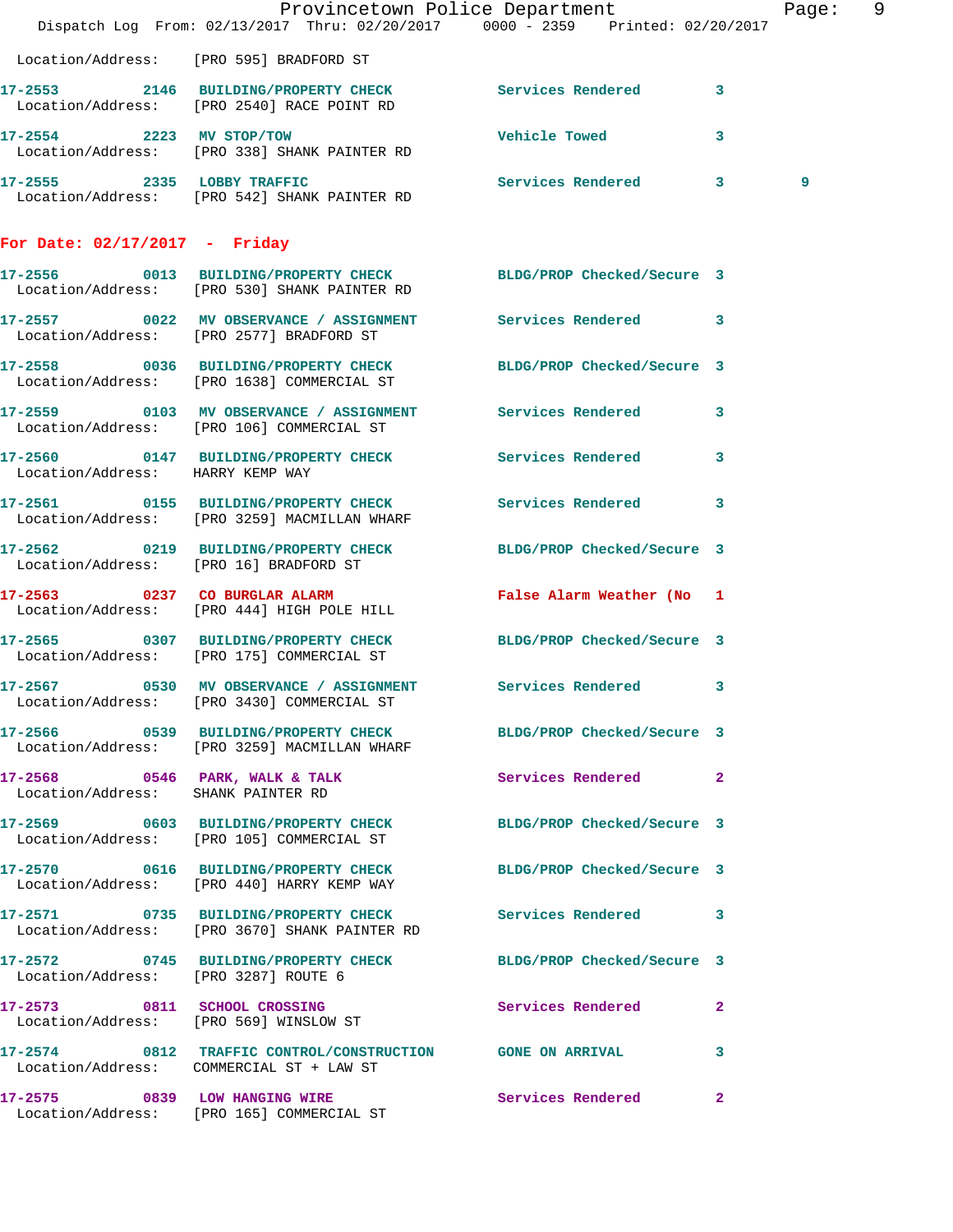Location/Address: [PRO 595] BRADFORD ST

**17-2553** 2146 **BUILDING/PROPERTY CHECK** Services Rendered 3
Location/Address: [PRO 2540] RACE POINT RD

**17-2554** 2223 **MV STOP/TOW** Vehicle Towed 3
Location/Address: [PRO 338] SHANK PAINTER RD

**17-2555** 2335 **LOBBY TRAFFIC** Services Rendered 3 9
Location/Address: [PRO 542] SHANK PAINTER RD

## For Date: 02/17/2017 - Friday

**17-2556** 0013 **BUILDING/PROPERTY CHECK** BLDG/PROP Checked/Secure 3
Location/Address: [PRO 530] SHANK PAINTER RD

**17-2557** 0022 **MV OBSERVANCE / ASSIGNMENT** Services Rendered 3
Location/Address: [PRO 2577] BRADFORD ST

**17-2558** 0036 **BUILDING/PROPERTY CHECK** BLDG/PROP Checked/Secure 3
Location/Address: [PRO 1638] COMMERCIAL ST

**17-2559** 0103 **MV OBSERVANCE / ASSIGNMENT** Services Rendered 3
Location/Address: [PRO 106] COMMERCIAL ST

**17-2560** 0147 **BUILDING/PROPERTY CHECK** Services Rendered 3
Location/Address: HARRY KEMP WAY

**17-2561** 0155 **BUILDING/PROPERTY CHECK** Services Rendered 3
Location/Address: [PRO 3259] MACMILLAN WHARF

**17-2562** 0219 **BUILDING/PROPERTY CHECK** BLDG/PROP Checked/Secure 3
Location/Address: [PRO 16] BRADFORD ST

**17-2563** 0237 **CO BURGLAR ALARM** False Alarm Weather (No 1
Location/Address: [PRO 444] HIGH POLE HILL

**17-2565** 0307 **BUILDING/PROPERTY CHECK** BLDG/PROP Checked/Secure 3
Location/Address: [PRO 175] COMMERCIAL ST

**17-2567** 0530 **MV OBSERVANCE / ASSIGNMENT** Services Rendered 3
Location/Address: [PRO 3430] COMMERCIAL ST

**17-2566** 0539 **BUILDING/PROPERTY CHECK** BLDG/PROP Checked/Secure 3
Location/Address: [PRO 3259] MACMILLAN WHARF

**17-2568** 0546 **PARK, WALK & TALK** Services Rendered 2
Location/Address: SHANK PAINTER RD

**17-2569** 0603 **BUILDING/PROPERTY CHECK** BLDG/PROP Checked/Secure 3
Location/Address: [PRO 105] COMMERCIAL ST

**17-2570** 0616 **BUILDING/PROPERTY CHECK** BLDG/PROP Checked/Secure 3
Location/Address: [PRO 440] HARRY KEMP WAY

**17-2571** 0735 **BUILDING/PROPERTY CHECK** Services Rendered 3
Location/Address: [PRO 3670] SHANK PAINTER RD

**17-2572** 0745 **BUILDING/PROPERTY CHECK** BLDG/PROP Checked/Secure 3
Location/Address: [PRO 3287] ROUTE 6

**17-2573** 0811 **SCHOOL CROSSING** Services Rendered 2
Location/Address: [PRO 569] WINSLOW ST

**17-2574** 0812 **TRAFFIC CONTROL/CONSTRUCTION** GONE ON ARRIVAL 3
Location/Address: COMMERCIAL ST + LAW ST

**17-2575** 0839 **LOW HANGING WIRE** Services Rendered 2
Location/Address: [PRO 165] COMMERCIAL ST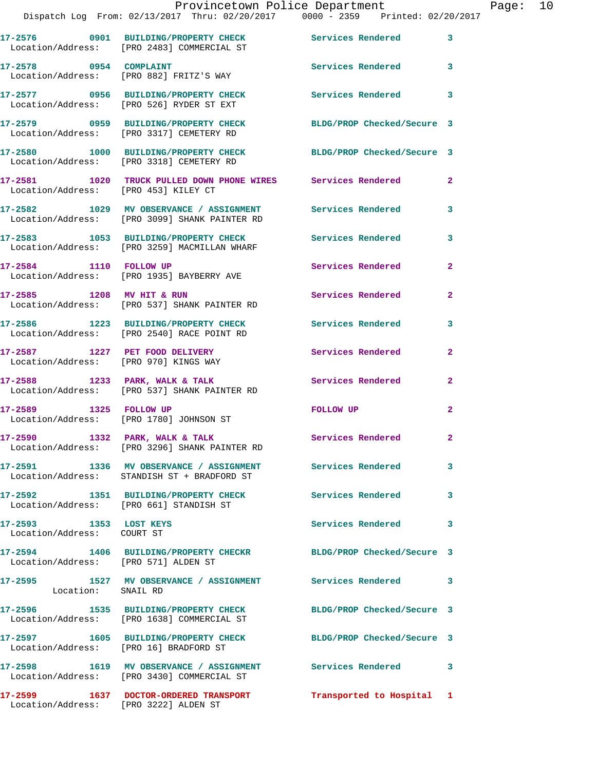17-2576 0901 BUILDING/PROPERTY CHECK Services Rendered 3
Location/Address: [PRO 2483] COMMERCIAL ST

17-2578 0954 COMPLAINT Services Rendered 3
Location/Address: [PRO 882] FRITZ'S WAY

17-2577 0956 BUILDING/PROPERTY CHECK Services Rendered 3
Location/Address: [PRO 526] RYDER ST EXT

17-2579 0959 BUILDING/PROPERTY CHECK BLDG/PROP Checked/Secure 3
Location/Address: [PRO 3317] CEMETERY RD

17-2580 1000 BUILDING/PROPERTY CHECK BLDG/PROP Checked/Secure 3
Location/Address: [PRO 3318] CEMETERY RD

17-2581 1020 TRUCK PULLED DOWN PHONE WIRES Services Rendered 2
Location/Address: [PRO 453] KILEY CT

17-2582 1029 MV OBSERVANCE / ASSIGNMENT Services Rendered 3
Location/Address: [PRO 3099] SHANK PAINTER RD

17-2583 1053 BUILDING/PROPERTY CHECK Services Rendered 3
Location/Address: [PRO 3259] MACMILLAN WHARF

17-2584 1110 FOLLOW UP Services Rendered 2
Location/Address: [PRO 1935] BAYBERRY AVE

17-2585 1208 MV HIT & RUN Services Rendered 2
Location/Address: [PRO 537] SHANK PAINTER RD

17-2586 1223 BUILDING/PROPERTY CHECK Services Rendered 3
Location/Address: [PRO 2540] RACE POINT RD

17-2587 1227 PET FOOD DELIVERY Services Rendered 2
Location/Address: [PRO 970] KINGS WAY

17-2588 1233 PARK, WALK & TALK Services Rendered 2
Location/Address: [PRO 537] SHANK PAINTER RD

17-2589 1325 FOLLOW UP FOLLOW UP 2
Location/Address: [PRO 1780] JOHNSON ST

17-2590 1332 PARK, WALK & TALK Services Rendered 2
Location/Address: [PRO 3296] SHANK PAINTER RD

17-2591 1336 MV OBSERVANCE / ASSIGNMENT Services Rendered 3
Location/Address: STANDISH ST + BRADFORD ST

17-2592 1351 BUILDING/PROPERTY CHECK Services Rendered 3
Location/Address: [PRO 661] STANDISH ST

17-2593 1353 LOST KEYS Services Rendered 3
Location/Address: COURT ST

17-2594 1406 BUILDING/PROPERTY CHECKR BLDG/PROP Checked/Secure 3
Location/Address: [PRO 571] ALDEN ST

17-2595 1527 MV OBSERVANCE / ASSIGNMENT Services Rendered 3
Location: SNAIL RD

17-2596 1535 BUILDING/PROPERTY CHECK BLDG/PROP Checked/Secure 3
Location/Address: [PRO 1638] COMMERCIAL ST

17-2597 1605 BUILDING/PROPERTY CHECK BLDG/PROP Checked/Secure 3
Location/Address: [PRO 16] BRADFORD ST

17-2598 1619 MV OBSERVANCE / ASSIGNMENT Services Rendered 3
Location/Address: [PRO 3430] COMMERCIAL ST

17-2599 1637 DOCTOR-ORDERED TRANSPORT Transported to Hospital 1
Location/Address: [PRO 3222] ALDEN ST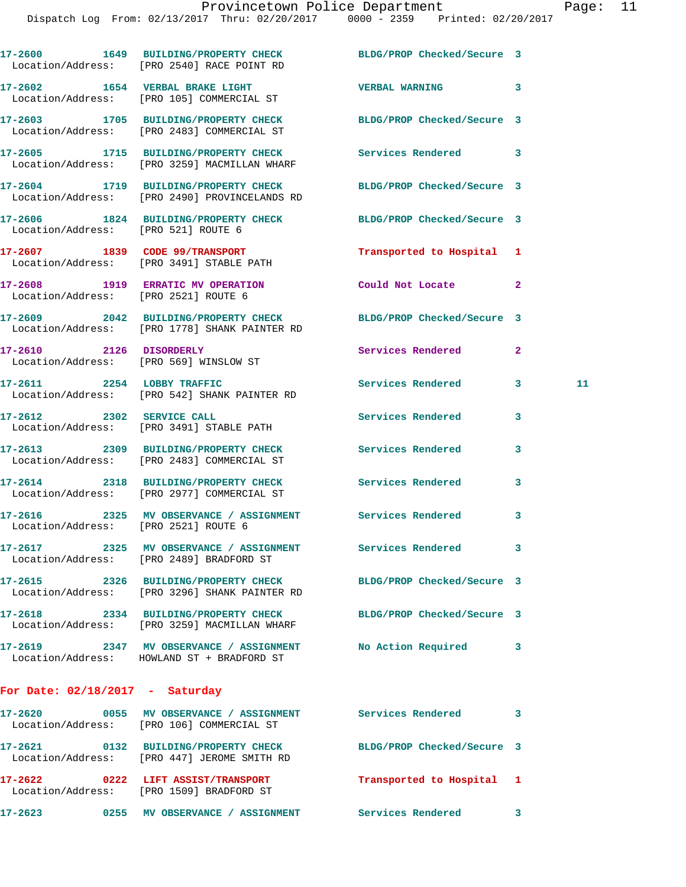17-2600 1649 BUILDING/PROPERTY CHECK BLDG/PROP Checked/Secure 3
Location/Address: [PRO 2540] RACE POINT RD

17-2602 1654 VERBAL BRAKE LIGHT VERBAL WARNING 3
Location/Address: [PRO 105] COMMERCIAL ST

17-2603 1705 BUILDING/PROPERTY CHECK BLDG/PROP Checked/Secure 3
Location/Address: [PRO 2483] COMMERCIAL ST

17-2605 1715 BUILDING/PROPERTY CHECK Services Rendered 3
Location/Address: [PRO 3259] MACMILLAN WHARF

17-2604 1719 BUILDING/PROPERTY CHECK BLDG/PROP Checked/Secure 3
Location/Address: [PRO 2490] PROVINCELANDS RD

17-2606 1824 BUILDING/PROPERTY CHECK BLDG/PROP Checked/Secure 3
Location/Address: [PRO 521] ROUTE 6

17-2607 1839 CODE 99/TRANSPORT Transported to Hospital 1
Location/Address: [PRO 3491] STABLE PATH

17-2608 1919 ERRATIC MV OPERATION Could Not Locate 2
Location/Address: [PRO 2521] ROUTE 6

17-2609 2042 BUILDING/PROPERTY CHECK BLDG/PROP Checked/Secure 3
Location/Address: [PRO 1778] SHANK PAINTER RD

17-2610 2126 DISORDERLY Services Rendered 2
Location/Address: [PRO 569] WINSLOW ST

17-2611 2254 LOBBY TRAFFIC Services Rendered 3 11
Location/Address: [PRO 542] SHANK PAINTER RD

17-2612 2302 SERVICE CALL Services Rendered 3
Location/Address: [PRO 3491] STABLE PATH

17-2613 2309 BUILDING/PROPERTY CHECK Services Rendered 3
Location/Address: [PRO 2483] COMMERCIAL ST

17-2614 2318 BUILDING/PROPERTY CHECK Services Rendered 3
Location/Address: [PRO 2977] COMMERCIAL ST

17-2616 2325 MV OBSERVANCE / ASSIGNMENT Services Rendered 3
Location/Address: [PRO 2521] ROUTE 6

17-2617 2325 MV OBSERVANCE / ASSIGNMENT Services Rendered 3
Location/Address: [PRO 2489] BRADFORD ST

17-2615 2326 BUILDING/PROPERTY CHECK BLDG/PROP Checked/Secure 3
Location/Address: [PRO 3296] SHANK PAINTER RD

17-2618 2334 BUILDING/PROPERTY CHECK BLDG/PROP Checked/Secure 3
Location/Address: [PRO 3259] MACMILLAN WHARF

17-2619 2347 MV OBSERVANCE / ASSIGNMENT No Action Required 3
Location/Address: HOWLAND ST + BRADFORD ST

## For Date: 02/18/2017 - Saturday

17-2620 0055 MV OBSERVANCE / ASSIGNMENT Services Rendered 3
Location/Address: [PRO 106] COMMERCIAL ST

17-2621 0132 BUILDING/PROPERTY CHECK BLDG/PROP Checked/Secure 3
Location/Address: [PRO 447] JEROME SMITH RD

17-2622 0222 LIFT ASSIST/TRANSPORT Transported to Hospital 1
Location/Address: [PRO 1509] BRADFORD ST

17-2623 0255 MV OBSERVANCE / ASSIGNMENT Services Rendered 3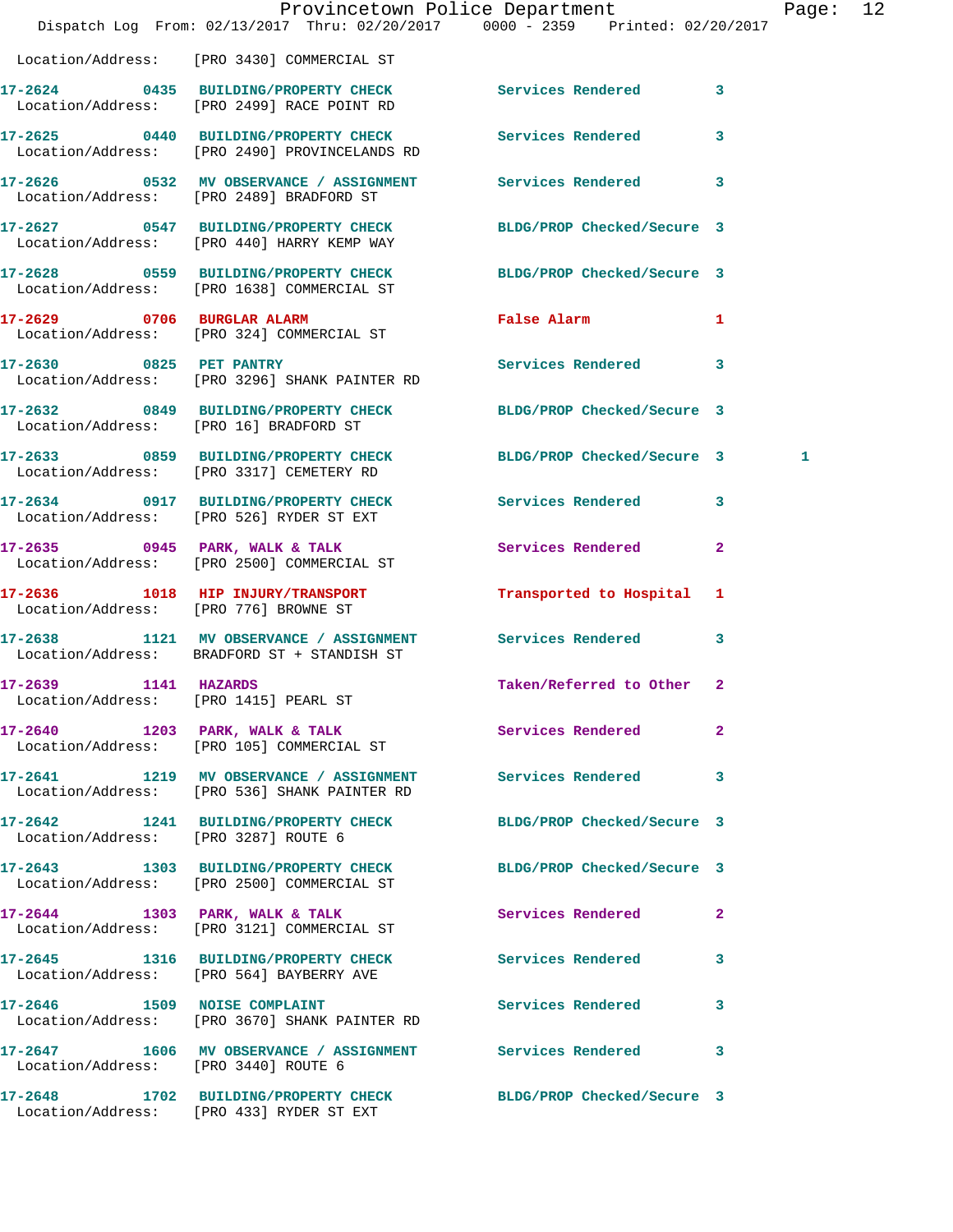Location/Address: [PRO 3430] COMMERCIAL ST

| Call # | Time | Call Reason | Action | Priority | |
|---|---|---|---|---|---|
| 17-2624 | 0435 | BUILDING/PROPERTY CHECK | Services Rendered | 3 | |
| Location/Address: | | [PRO 2499] RACE POINT RD | | | |
| 17-2625 | 0440 | BUILDING/PROPERTY CHECK | Services Rendered | 3 | |
| Location/Address: | | [PRO 2490] PROVINCELANDS RD | | | |
| 17-2626 | 0532 | MV OBSERVANCE / ASSIGNMENT | Services Rendered | 3 | |
| Location/Address: | | [PRO 2489] BRADFORD ST | | | |
| 17-2627 | 0547 | BUILDING/PROPERTY CHECK | BLDG/PROP Checked/Secure | 3 | |
| Location/Address: | | [PRO 440] HARRY KEMP WAY | | | |
| 17-2628 | 0559 | BUILDING/PROPERTY CHECK | BLDG/PROP Checked/Secure | 3 | |
| Location/Address: | | [PRO 1638] COMMERCIAL ST | | | |
| 17-2629 | 0706 | BURGLAR ALARM | False Alarm | 1 | |
| Location/Address: | | [PRO 324] COMMERCIAL ST | | | |
| 17-2630 | 0825 | PET PANTRY | Services Rendered | 3 | |
| Location/Address: | | [PRO 3296] SHANK PAINTER RD | | | |
| 17-2632 | 0849 | BUILDING/PROPERTY CHECK | BLDG/PROP Checked/Secure | 3 | |
| Location/Address: | | [PRO 16] BRADFORD ST | | | |
| 17-2633 | 0859 | BUILDING/PROPERTY CHECK | BLDG/PROP Checked/Secure | 3 | 1 |
| Location/Address: | | [PRO 3317] CEMETERY RD | | | |
| 17-2634 | 0917 | BUILDING/PROPERTY CHECK | Services Rendered | 3 | |
| Location/Address: | | [PRO 526] RYDER ST EXT | | | |
| 17-2635 | 0945 | PARK, WALK & TALK | Services Rendered | 2 | |
| Location/Address: | | [PRO 2500] COMMERCIAL ST | | | |
| 17-2636 | 1018 | HIP INJURY/TRANSPORT | Transported to Hospital | 1 | |
| Location/Address: | | [PRO 776] BROWNE ST | | | |
| 17-2638 | 1121 | MV OBSERVANCE / ASSIGNMENT | Services Rendered | 3 | |
| Location/Address: | | BRADFORD ST + STANDISH ST | | | |
| 17-2639 | 1141 | HAZARDS | Taken/Referred to Other | 2 | |
| Location/Address: | | [PRO 1415] PEARL ST | | | |
| 17-2640 | 1203 | PARK, WALK & TALK | Services Rendered | 2 | |
| Location/Address: | | [PRO 105] COMMERCIAL ST | | | |
| 17-2641 | 1219 | MV OBSERVANCE / ASSIGNMENT | Services Rendered | 3 | |
| Location/Address: | | [PRO 536] SHANK PAINTER RD | | | |
| 17-2642 | 1241 | BUILDING/PROPERTY CHECK | BLDG/PROP Checked/Secure | 3 | |
| Location/Address: | | [PRO 3287] ROUTE 6 | | | |
| 17-2643 | 1303 | BUILDING/PROPERTY CHECK | BLDG/PROP Checked/Secure | 3 | |
| Location/Address: | | [PRO 2500] COMMERCIAL ST | | | |
| 17-2644 | 1303 | PARK, WALK & TALK | Services Rendered | 2 | |
| Location/Address: | | [PRO 3121] COMMERCIAL ST | | | |
| 17-2645 | 1316 | BUILDING/PROPERTY CHECK | Services Rendered | 3 | |
| Location/Address: | | [PRO 564] BAYBERRY AVE | | | |
| 17-2646 | 1509 | NOISE COMPLAINT | Services Rendered | 3 | |
| Location/Address: | | [PRO 3670] SHANK PAINTER RD | | | |
| 17-2647 | 1606 | MV OBSERVANCE / ASSIGNMENT | Services Rendered | 3 | |
| Location/Address: | | [PRO 3440] ROUTE 6 | | | |
| 17-2648 | 1702 | BUILDING/PROPERTY CHECK | BLDG/PROP Checked/Secure | 3 | |
| Location/Address: | | [PRO 433] RYDER ST EXT | | | |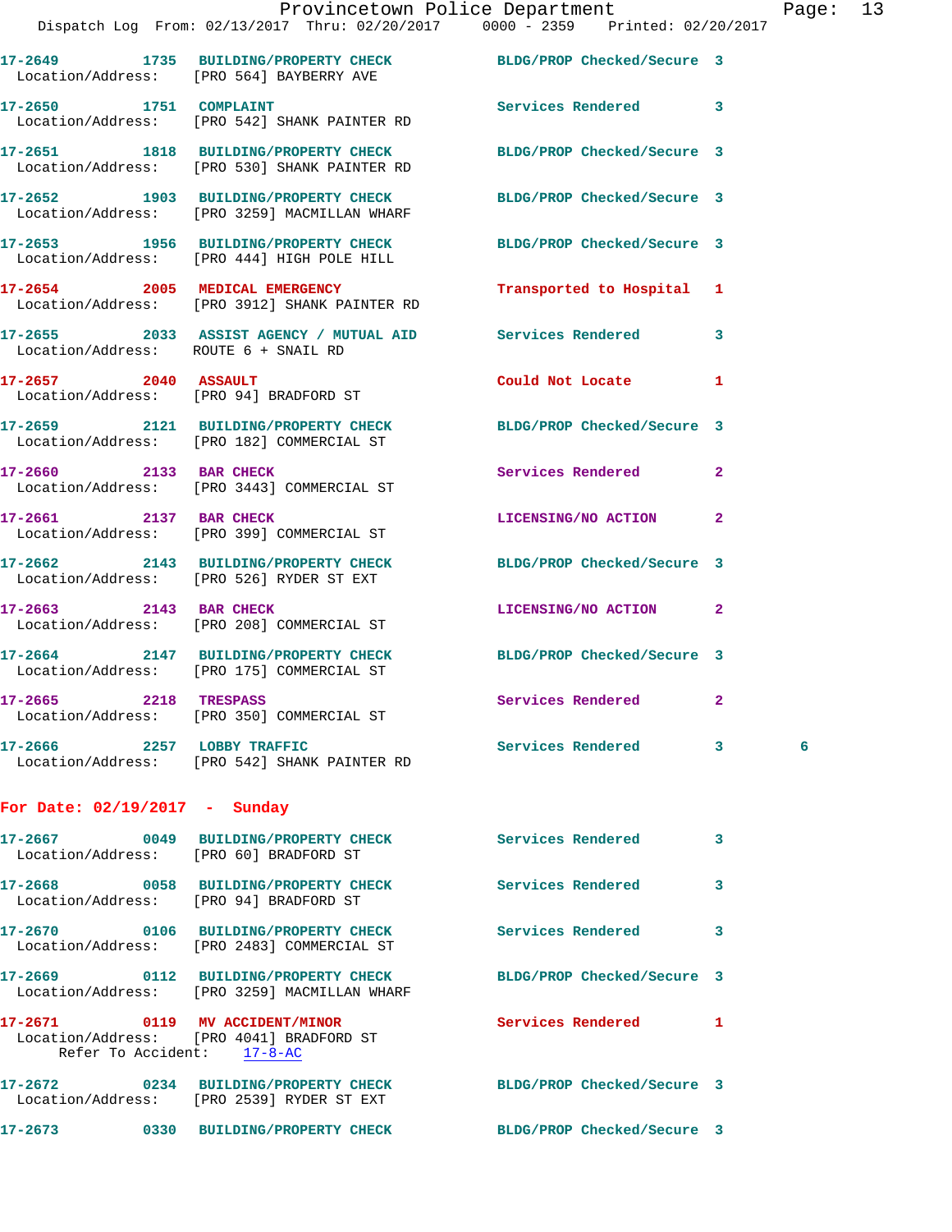17-2649 1735 BUILDING/PROPERTY CHECK BLDG/PROP Checked/Secure 3
Location/Address: [PRO 564] BAYBERRY AVE

17-2650 1751 COMPLAINT Services Rendered 3
Location/Address: [PRO 542] SHANK PAINTER RD

17-2651 1818 BUILDING/PROPERTY CHECK BLDG/PROP Checked/Secure 3
Location/Address: [PRO 530] SHANK PAINTER RD

17-2652 1903 BUILDING/PROPERTY CHECK BLDG/PROP Checked/Secure 3
Location/Address: [PRO 3259] MACMILLAN WHARF

17-2653 1956 BUILDING/PROPERTY CHECK BLDG/PROP Checked/Secure 3
Location/Address: [PRO 444] HIGH POLE HILL

17-2654 2005 MEDICAL EMERGENCY Transported to Hospital 1
Location/Address: [PRO 3912] SHANK PAINTER RD

17-2655 2033 ASSIST AGENCY / MUTUAL AID Services Rendered 3
Location/Address: ROUTE 6 + SNAIL RD

17-2657 2040 ASSAULT Could Not Locate 1
Location/Address: [PRO 94] BRADFORD ST

17-2659 2121 BUILDING/PROPERTY CHECK BLDG/PROP Checked/Secure 3
Location/Address: [PRO 182] COMMERCIAL ST

17-2660 2133 BAR CHECK Services Rendered 2
Location/Address: [PRO 3443] COMMERCIAL ST

17-2661 2137 BAR CHECK LICENSING/NO ACTION 2
Location/Address: [PRO 399] COMMERCIAL ST

17-2662 2143 BUILDING/PROPERTY CHECK BLDG/PROP Checked/Secure 3
Location/Address: [PRO 526] RYDER ST EXT

17-2663 2143 BAR CHECK LICENSING/NO ACTION 2
Location/Address: [PRO 208] COMMERCIAL ST

17-2664 2147 BUILDING/PROPERTY CHECK BLDG/PROP Checked/Secure 3
Location/Address: [PRO 175] COMMERCIAL ST

17-2665 2218 TRESPASS Services Rendered 2
Location/Address: [PRO 350] COMMERCIAL ST

17-2666 2257 LOBBY TRAFFIC Services Rendered 3 6
Location/Address: [PRO 542] SHANK PAINTER RD

**For Date: 02/19/2017 - Sunday**

17-2667 0049 BUILDING/PROPERTY CHECK Services Rendered 3
Location/Address: [PRO 60] BRADFORD ST

17-2668 0058 BUILDING/PROPERTY CHECK Services Rendered 3
Location/Address: [PRO 94] BRADFORD ST

17-2670 0106 BUILDING/PROPERTY CHECK Services Rendered 3
Location/Address: [PRO 2483] COMMERCIAL ST

17-2669 0112 BUILDING/PROPERTY CHECK BLDG/PROP Checked/Secure 3
Location/Address: [PRO 3259] MACMILLAN WHARF

17-2671 0119 MV ACCIDENT/MINOR Services Rendered 1
Location/Address: [PRO 4041] BRADFORD ST
Refer To Accident: 17-8-AC

17-2672 0234 BUILDING/PROPERTY CHECK BLDG/PROP Checked/Secure 3
Location/Address: [PRO 2539] RYDER ST EXT

17-2673 0330 BUILDING/PROPERTY CHECK BLDG/PROP Checked/Secure 3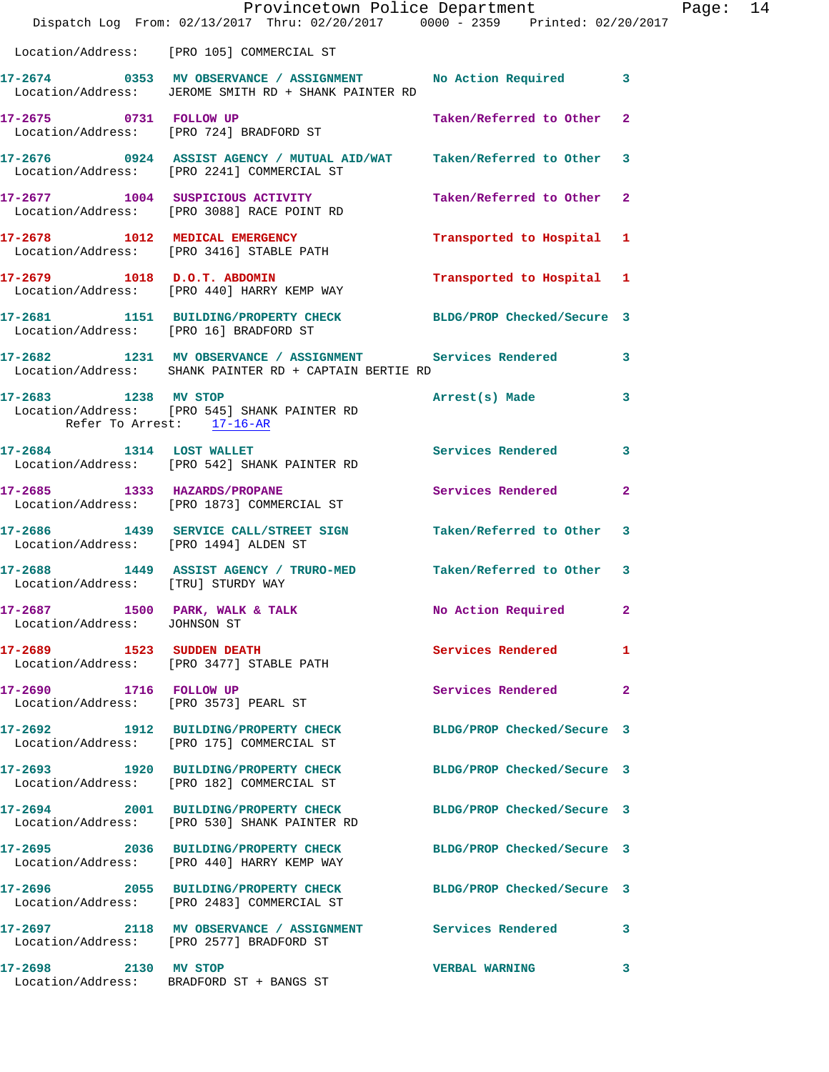Location/Address: [PRO 105] COMMERCIAL ST

**17-2674** 0353 **MV OBSERVANCE / ASSIGNMENT** No Action Required 3
Location/Address: JEROME SMITH RD + SHANK PAINTER RD

**17-2675** 0731 **FOLLOW UP** Taken/Referred to Other 2
Location/Address: [PRO 724] BRADFORD ST

**17-2676** 0924 **ASSIST AGENCY / MUTUAL AID/WAT** Taken/Referred to Other 3
Location/Address: [PRO 2241] COMMERCIAL ST

**17-2677** 1004 **SUSPICIOUS ACTIVITY** Taken/Referred to Other 2
Location/Address: [PRO 3088] RACE POINT RD

**17-2678** 1012 **MEDICAL EMERGENCY** Transported to Hospital 1
Location/Address: [PRO 3416] STABLE PATH

**17-2679** 1018 **D.O.T. ABDOMIN** Transported to Hospital 1
Location/Address: [PRO 440] HARRY KEMP WAY

**17-2681** 1151 **BUILDING/PROPERTY CHECK** BLDG/PROP Checked/Secure 3
Location/Address: [PRO 16] BRADFORD ST

**17-2682** 1231 **MV OBSERVANCE / ASSIGNMENT** Services Rendered 3
Location/Address: SHANK PAINTER RD + CAPTAIN BERTIE RD

**17-2683** 1238 **MV STOP** Arrest(s) Made 3
Location/Address: [PRO 545] SHANK PAINTER RD
Refer To Arrest: 17-16-AR

**17-2684** 1314 **LOST WALLET** Services Rendered 3
Location/Address: [PRO 542] SHANK PAINTER RD

**17-2685** 1333 **HAZARDS/PROPANE** Services Rendered 2
Location/Address: [PRO 1873] COMMERCIAL ST

**17-2686** 1439 **SERVICE CALL/STREET SIGN** Taken/Referred to Other 3
Location/Address: [PRO 1494] ALDEN ST

**17-2688** 1449 **ASSIST AGENCY / TRURO-MED** Taken/Referred to Other 3
Location/Address: [TRU] STURDY WAY

**17-2687** 1500 **PARK, WALK & TALK** No Action Required 2
Location/Address: JOHNSON ST

**17-2689** 1523 **SUDDEN DEATH** Services Rendered 1
Location/Address: [PRO 3477] STABLE PATH

**17-2690** 1716 **FOLLOW UP** Services Rendered 2
Location/Address: [PRO 3573] PEARL ST

**17-2692** 1912 **BUILDING/PROPERTY CHECK** BLDG/PROP Checked/Secure 3
Location/Address: [PRO 175] COMMERCIAL ST

**17-2693** 1920 **BUILDING/PROPERTY CHECK** BLDG/PROP Checked/Secure 3
Location/Address: [PRO 182] COMMERCIAL ST

**17-2694** 2001 **BUILDING/PROPERTY CHECK** BLDG/PROP Checked/Secure 3
Location/Address: [PRO 530] SHANK PAINTER RD

**17-2695** 2036 **BUILDING/PROPERTY CHECK** BLDG/PROP Checked/Secure 3
Location/Address: [PRO 440] HARRY KEMP WAY

**17-2696** 2055 **BUILDING/PROPERTY CHECK** BLDG/PROP Checked/Secure 3
Location/Address: [PRO 2483] COMMERCIAL ST

**17-2697** 2118 **MV OBSERVANCE / ASSIGNMENT** Services Rendered 3
Location/Address: [PRO 2577] BRADFORD ST

**17-2698** 2130 **MV STOP** VERBAL WARNING 3
Location/Address: BRADFORD ST + BANGS ST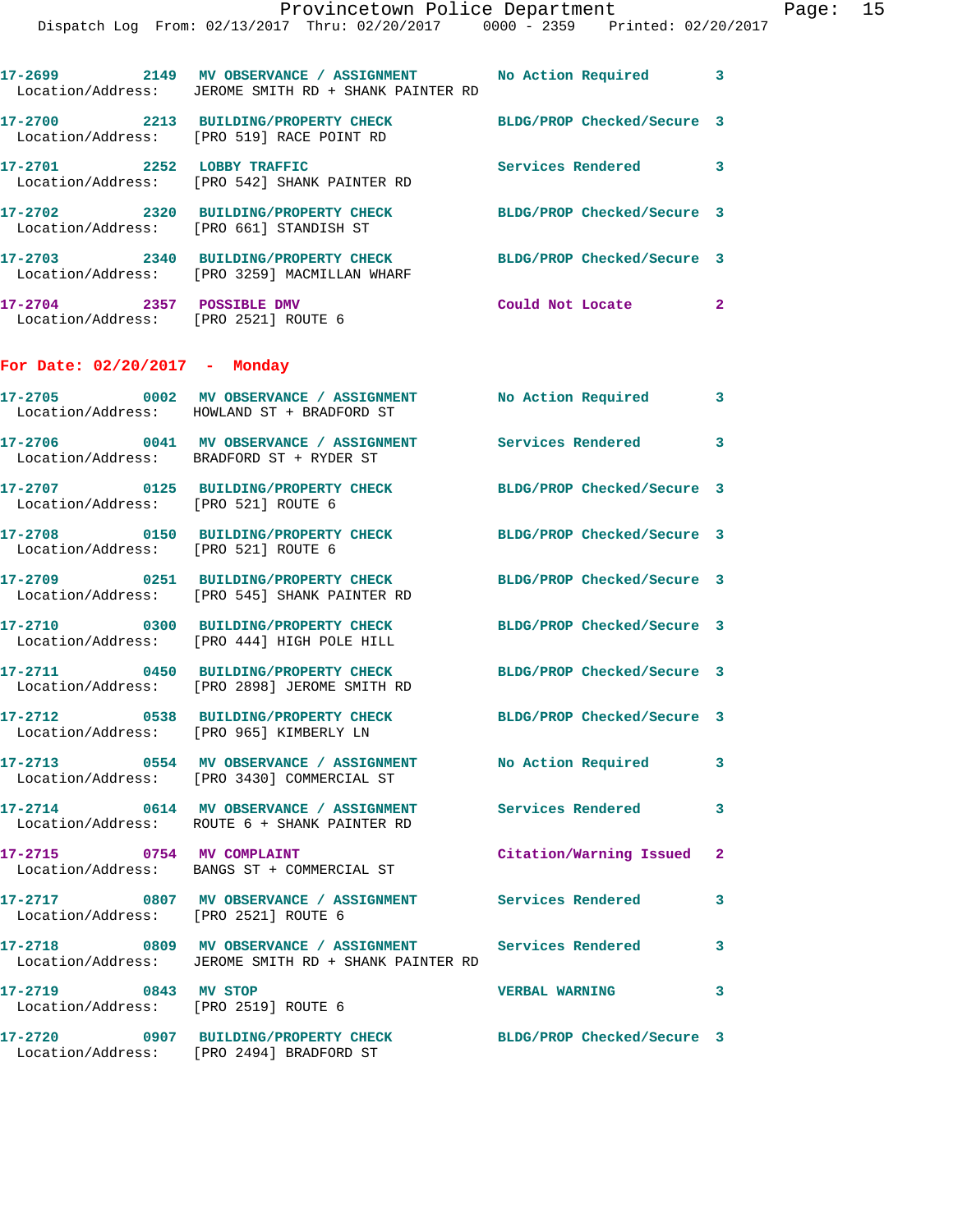17-2699 2149 MV OBSERVANCE / ASSIGNMENT No Action Required 3
Location/Address: JEROME SMITH RD + SHANK PAINTER RD

17-2700 2213 BUILDING/PROPERTY CHECK BLDG/PROP Checked/Secure 3
Location/Address: [PRO 519] RACE POINT RD

17-2701 2252 LOBBY TRAFFIC Services Rendered 3
Location/Address: [PRO 542] SHANK PAINTER RD

17-2702 2320 BUILDING/PROPERTY CHECK BLDG/PROP Checked/Secure 3
Location/Address: [PRO 661] STANDISH ST

17-2703 2340 BUILDING/PROPERTY CHECK BLDG/PROP Checked/Secure 3
Location/Address: [PRO 3259] MACMILLAN WHARF

17-2704 2357 POSSIBLE DMV Could Not Locate 2
Location/Address: [PRO 2521] ROUTE 6

## For Date: 02/20/2017 - Monday

17-2705 0002 MV OBSERVANCE / ASSIGNMENT No Action Required 3
Location/Address: HOWLAND ST + BRADFORD ST

17-2706 0041 MV OBSERVANCE / ASSIGNMENT Services Rendered 3
Location/Address: BRADFORD ST + RYDER ST

17-2707 0125 BUILDING/PROPERTY CHECK BLDG/PROP Checked/Secure 3
Location/Address: [PRO 521] ROUTE 6

17-2708 0150 BUILDING/PROPERTY CHECK BLDG/PROP Checked/Secure 3
Location/Address: [PRO 521] ROUTE 6

17-2709 0251 BUILDING/PROPERTY CHECK BLDG/PROP Checked/Secure 3
Location/Address: [PRO 545] SHANK PAINTER RD

17-2710 0300 BUILDING/PROPERTY CHECK BLDG/PROP Checked/Secure 3
Location/Address: [PRO 444] HIGH POLE HILL

17-2711 0450 BUILDING/PROPERTY CHECK BLDG/PROP Checked/Secure 3
Location/Address: [PRO 2898] JEROME SMITH RD

17-2712 0538 BUILDING/PROPERTY CHECK BLDG/PROP Checked/Secure 3
Location/Address: [PRO 965] KIMBERLY LN

17-2713 0554 MV OBSERVANCE / ASSIGNMENT No Action Required 3
Location/Address: [PRO 3430] COMMERCIAL ST

17-2714 0614 MV OBSERVANCE / ASSIGNMENT Services Rendered 3
Location/Address: ROUTE 6 + SHANK PAINTER RD

17-2715 0754 MV COMPLAINT Citation/Warning Issued 2
Location/Address: BANGS ST + COMMERCIAL ST

17-2717 0807 MV OBSERVANCE / ASSIGNMENT Services Rendered 3
Location/Address: [PRO 2521] ROUTE 6

17-2718 0809 MV OBSERVANCE / ASSIGNMENT Services Rendered 3
Location/Address: JEROME SMITH RD + SHANK PAINTER RD

17-2719 0843 MV STOP VERBAL WARNING 3
Location/Address: [PRO 2519] ROUTE 6

17-2720 0907 BUILDING/PROPERTY CHECK BLDG/PROP Checked/Secure 3
Location/Address: [PRO 2494] BRADFORD ST